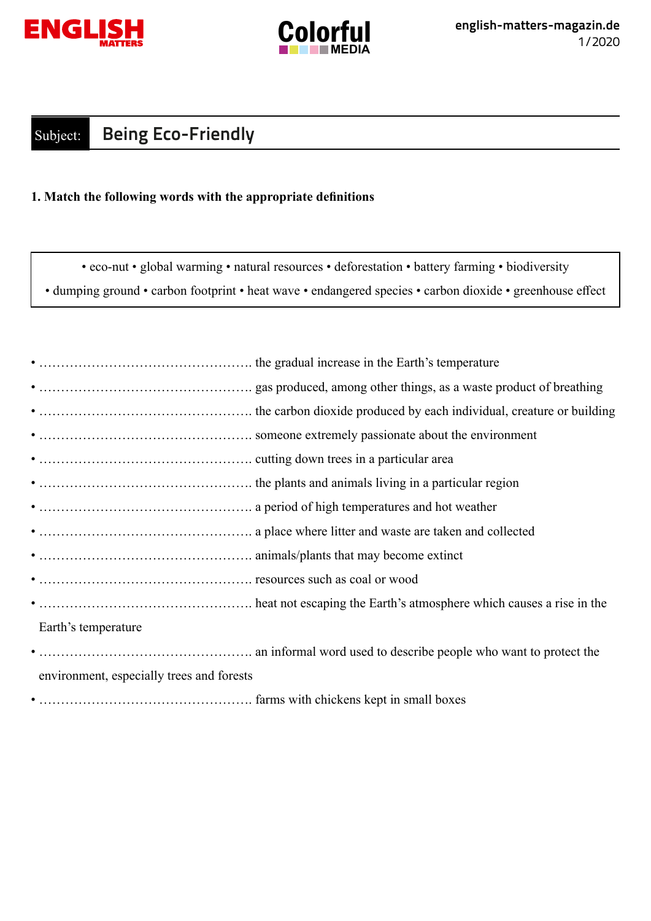**Subject:** Being Eco-Friendly

**1. Match the following words with the appropriate definitions**

• eco-nut • global warming • natural resources • deforestation • battery farming • biodiversity
• dumping ground • carbon footprint • heat wave • endangered species • carbon dioxide • greenhouse effect

- ………………………………………….. the gradual increase in the Earth's temperature
- ………………………………………….. gas produced, among other things, as a waste product of breathing
- ………………………………………….. the carbon dioxide produced by each individual, creature or building
- ………………………………………….. someone extremely passionate about the environment
- ………………………………………….. cutting down trees in a particular area
- ………………………………………….. the plants and animals living in a particular region
- ………………………………………….. a period of high temperatures and hot weather
- ………………………………………….. a place where litter and waste are taken and collected
- ………………………………………….. animals/plants that may become extinct
- ………………………………………….. resources such as coal or wood
- ………………………………………….. heat not escaping the Earth's atmosphere which causes a rise in the Earth's temperature
- ………………………………………….. an informal word used to describe people who want to protect the environment, especially trees and forests
- ………………………………………….. farms with chickens kept in small boxes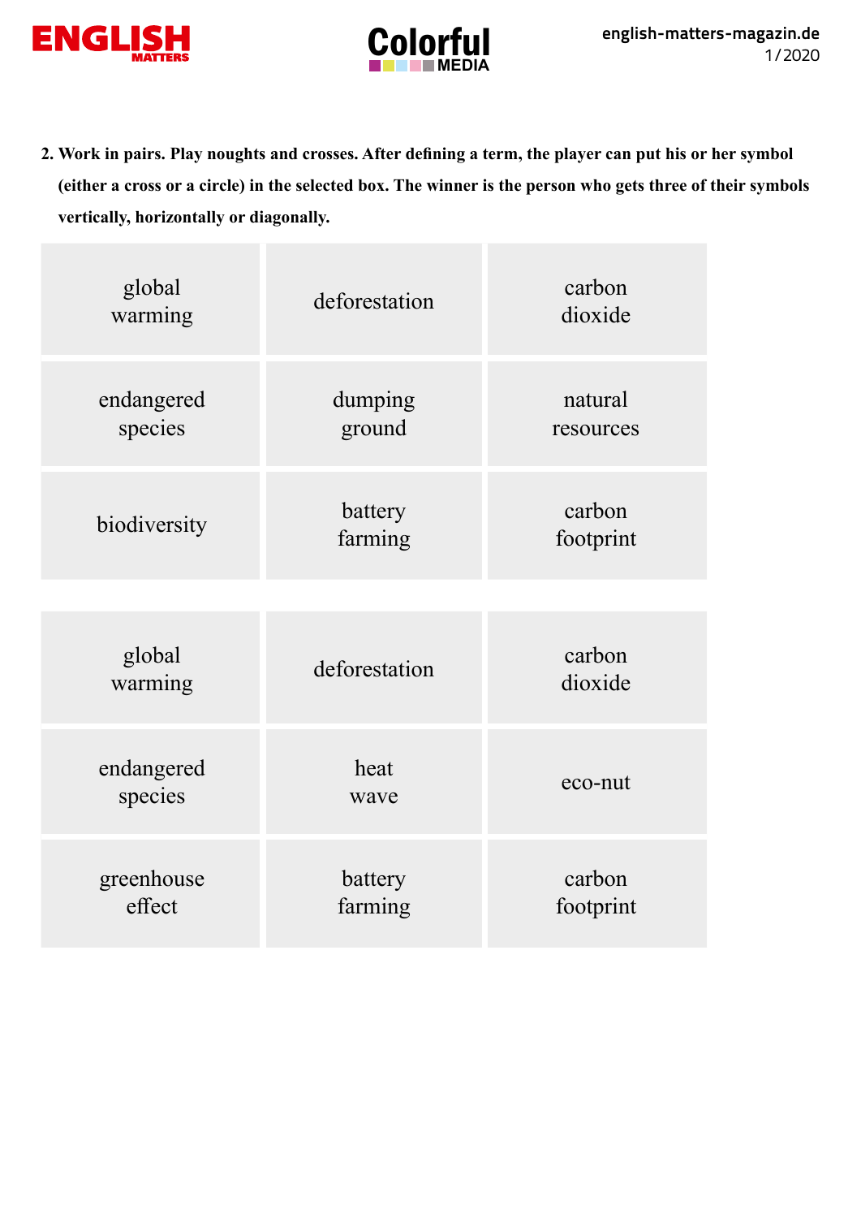2. **Work in pairs. Play noughts and crosses. After defining a term, the player can put his or her symbol (either a cross or a circle) in the selected box. The winner is the person who gets three of their symbols vertically, horizontally or diagonally.**

| | | |
|---|---|---|
| global warming | deforestation | carbon dioxide |
| endangered species | dumping ground | natural resources |
| biodiversity | battery farming | carbon footprint |

| | | |
|---|---|---|
| global warming | deforestation | carbon dioxide |
| endangered species | heat wave | eco-nut |
| greenhouse effect | battery farming | carbon footprint |